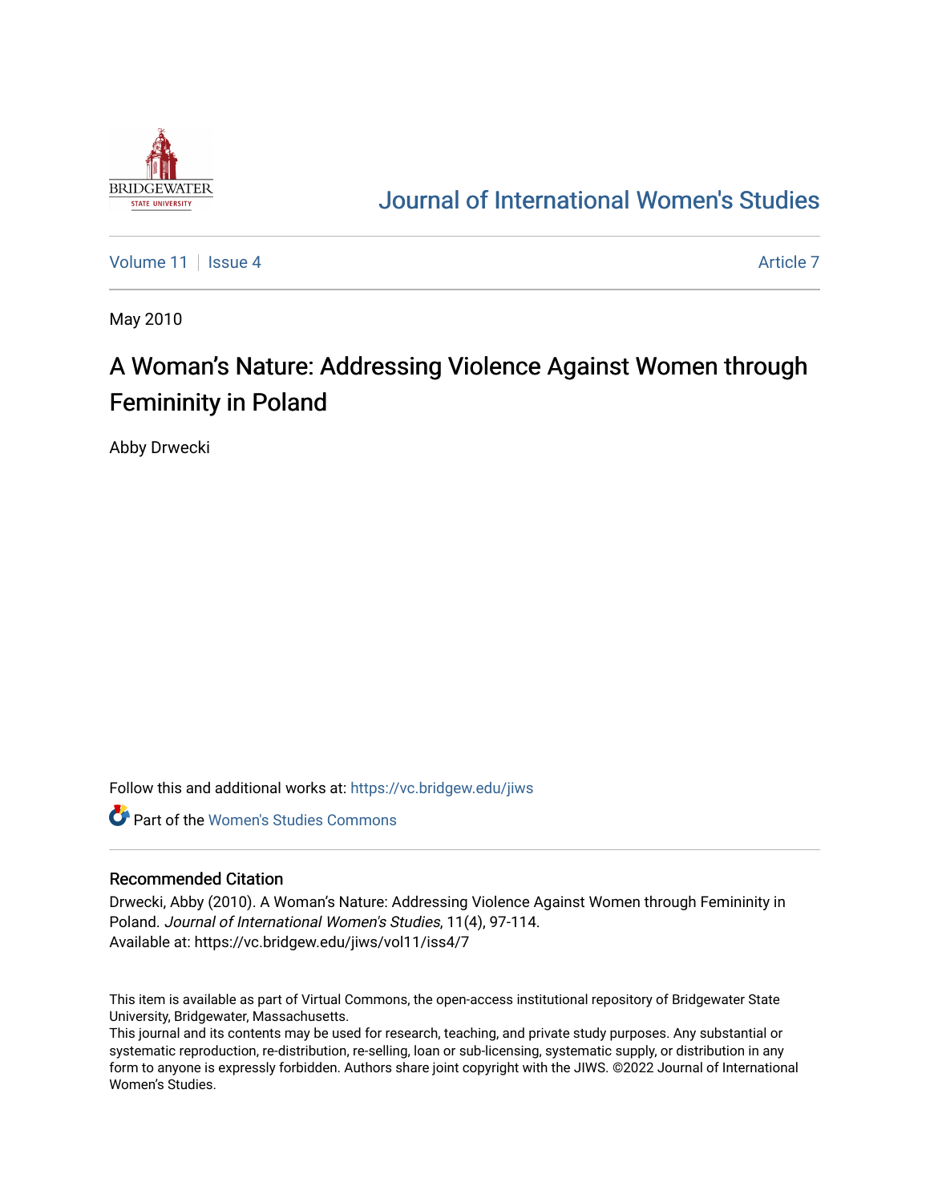Journal of International Women's Studies

Volume 11 | Issue 4 | Article 7

May 2010

# A Woman's Nature: Addressing Violence Against Women through Femininity in Poland

Abby Drwecki

Follow this and additional works at: https://vc.bridgew.edu/jiws

Part of the Women's Studies Commons

## Recommended Citation

Drwecki, Abby (2010). A Woman's Nature: Addressing Violence Against Women through Femininity in Poland. *Journal of International Women's Studies*, 11(4), 97-114.
Available at: https://vc.bridgew.edu/jiws/vol11/iss4/7

This item is available as part of Virtual Commons, the open-access institutional repository of Bridgewater State University, Bridgewater, Massachusetts.
This journal and its contents may be used for research, teaching, and private study purposes. Any substantial or systematic reproduction, re-distribution, re-selling, loan or sub-licensing, systematic supply, or distribution in any form to anyone is expressly forbidden. Authors share joint copyright with the JIWS. ©2022 Journal of International Women's Studies.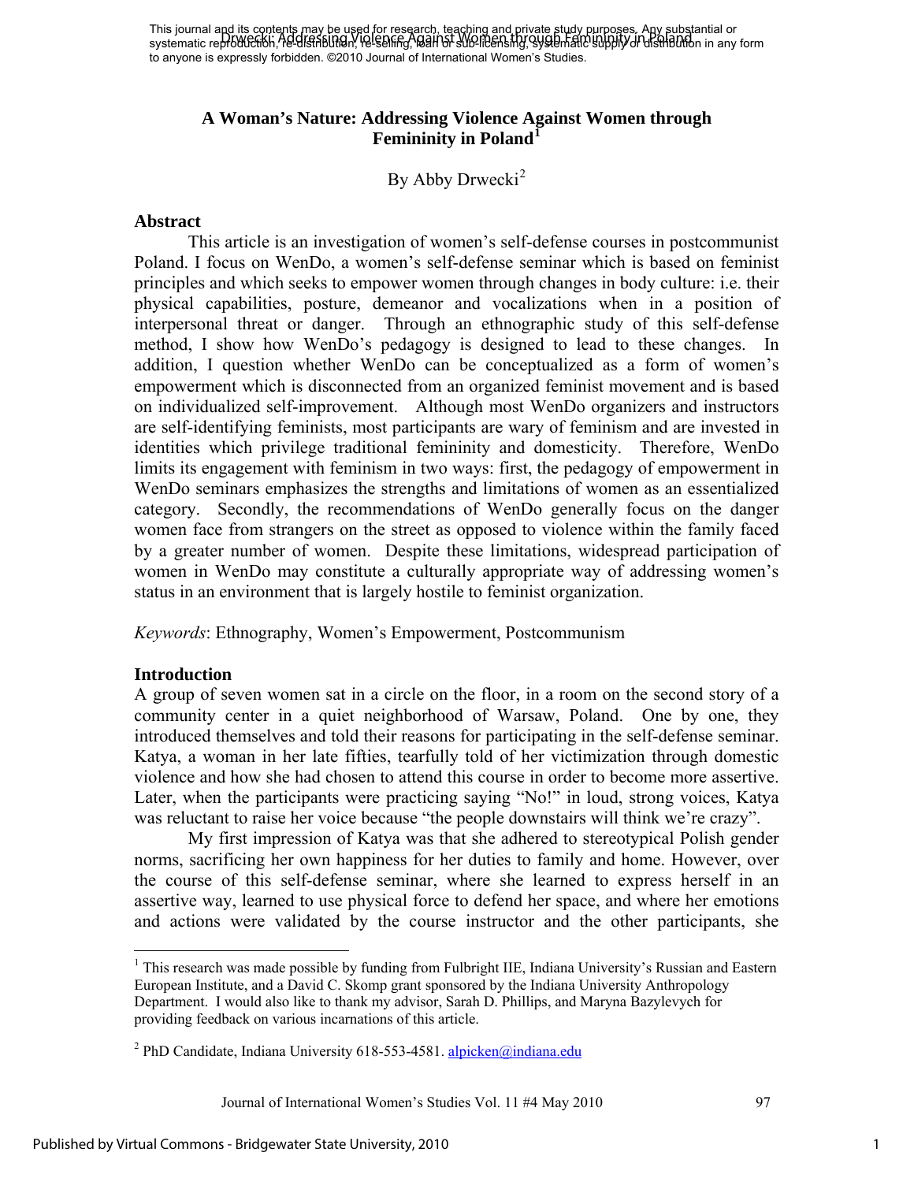# A Woman's Nature: Addressing Violence Against Women through Femininity in Poland[1]

By Abby Drwecki[2]

## Abstract

This article is an investigation of women's self-defense courses in postcommunist Poland. I focus on WenDo, a women's self-defense seminar which is based on feminist principles and which seeks to empower women through changes in body culture: i.e. their physical capabilities, posture, demeanor and vocalizations when in a position of interpersonal threat or danger. Through an ethnographic study of this self-defense method, I show how WenDo's pedagogy is designed to lead to these changes. In addition, I question whether WenDo can be conceptualized as a form of women's empowerment which is disconnected from an organized feminist movement and is based on individualized self-improvement. Although most WenDo organizers and instructors are self-identifying feminists, most participants are wary of feminism and are invested in identities which privilege traditional femininity and domesticity. Therefore, WenDo limits its engagement with feminism in two ways: first, the pedagogy of empowerment in WenDo seminars emphasizes the strengths and limitations of women as an essentialized category. Secondly, the recommendations of WenDo generally focus on the danger women face from strangers on the street as opposed to violence within the family faced by a greater number of women. Despite these limitations, widespread participation of women in WenDo may constitute a culturally appropriate way of addressing women's status in an environment that is largely hostile to feminist organization.

*Keywords*: Ethnography, Women's Empowerment, Postcommunism

## Introduction

A group of seven women sat in a circle on the floor, in a room on the second story of a community center in a quiet neighborhood of Warsaw, Poland. One by one, they introduced themselves and told their reasons for participating in the self-defense seminar. Katya, a woman in her late fifties, tearfully told of her victimization through domestic violence and how she had chosen to attend this course in order to become more assertive. Later, when the participants were practicing saying "No!" in loud, strong voices, Katya was reluctant to raise her voice because "the people downstairs will think we're crazy".

My first impression of Katya was that she adhered to stereotypical Polish gender norms, sacrificing her own happiness for her duties to family and home. However, over the course of this self-defense seminar, where she learned to express herself in an assertive way, learned to use physical force to defend her space, and where her emotions and actions were validated by the course instructor and the other participants, she

---

[1] This research was made possible by funding from Fulbright IIE, Indiana University's Russian and Eastern European Institute, and a David C. Skomp grant sponsored by the Indiana University Anthropology Department. I would also like to thank my advisor, Sarah D. Phillips, and Maryna Bazylevych for providing feedback on various incarnations of this article.

[2] PhD Candidate, Indiana University 618-553-4581. alpicken@indiana.edu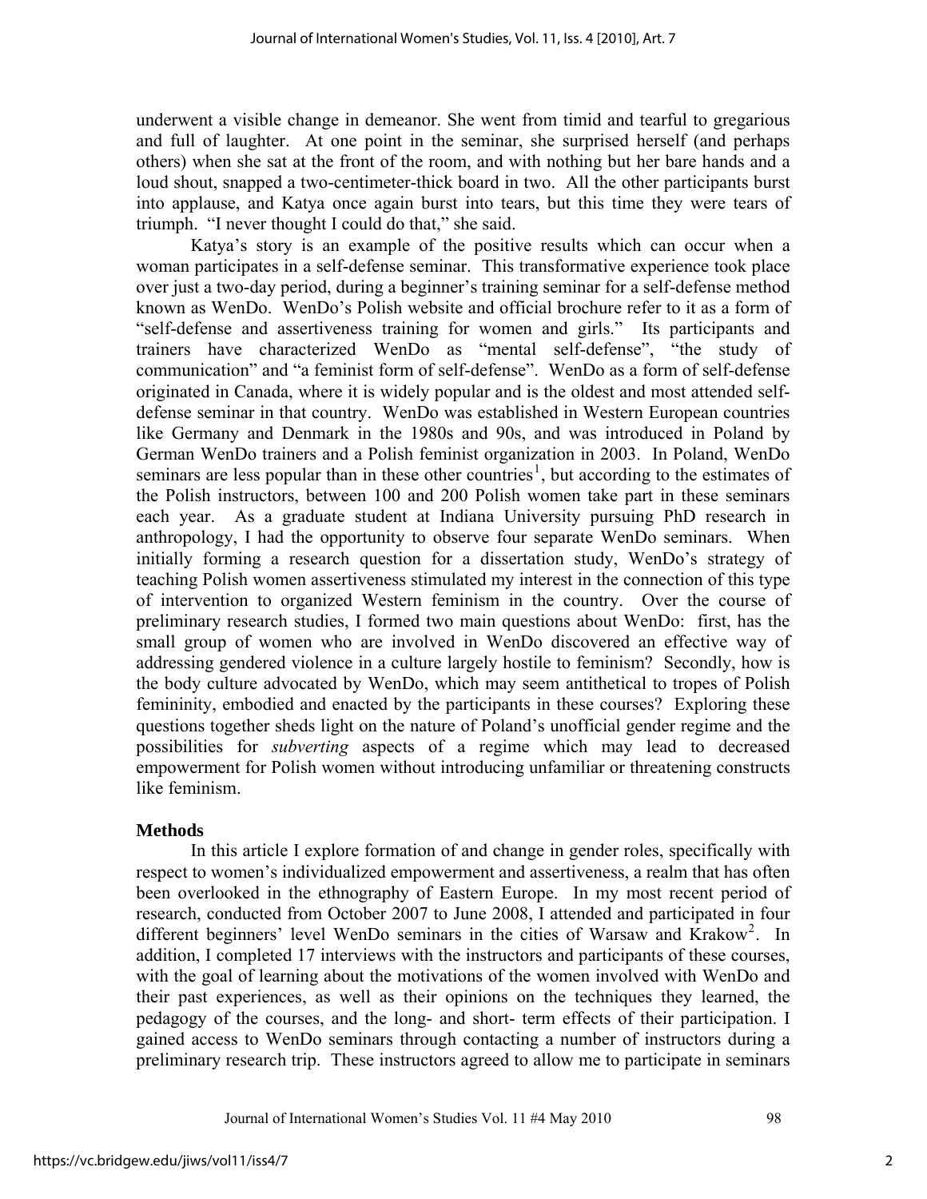underwent a visible change in demeanor. She went from timid and tearful to gregarious and full of laughter. At one point in the seminar, she surprised herself (and perhaps others) when she sat at the front of the room, and with nothing but her bare hands and a loud shout, snapped a two-centimeter-thick board in two. All the other participants burst into applause, and Katya once again burst into tears, but this time they were tears of triumph. "I never thought I could do that," she said.

Katya's story is an example of the positive results which can occur when a woman participates in a self-defense seminar. This transformative experience took place over just a two-day period, during a beginner's training seminar for a self-defense method known as WenDo. WenDo's Polish website and official brochure refer to it as a form of "self-defense and assertiveness training for women and girls." Its participants and trainers have characterized WenDo as "mental self-defense", "the study of communication" and "a feminist form of self-defense". WenDo as a form of self-defense originated in Canada, where it is widely popular and is the oldest and most attended self-defense seminar in that country. WenDo was established in Western European countries like Germany and Denmark in the 1980s and 90s, and was introduced in Poland by German WenDo trainers and a Polish feminist organization in 2003. In Poland, WenDo seminars are less popular than in these other countries[1], but according to the estimates of the Polish instructors, between 100 and 200 Polish women take part in these seminars each year. As a graduate student at Indiana University pursuing PhD research in anthropology, I had the opportunity to observe four separate WenDo seminars. When initially forming a research question for a dissertation study, WenDo's strategy of teaching Polish women assertiveness stimulated my interest in the connection of this type of intervention to organized Western feminism in the country. Over the course of preliminary research studies, I formed two main questions about WenDo: first, has the small group of women who are involved in WenDo discovered an effective way of addressing gendered violence in a culture largely hostile to feminism? Secondly, how is the body culture advocated by WenDo, which may seem antithetical to tropes of Polish femininity, embodied and enacted by the participants in these courses? Exploring these questions together sheds light on the nature of Poland's unofficial gender regime and the possibilities for *subverting* aspects of a regime which may lead to decreased empowerment for Polish women without introducing unfamiliar or threatening constructs like feminism.

## Methods

In this article I explore formation of and change in gender roles, specifically with respect to women's individualized empowerment and assertiveness, a realm that has often been overlooked in the ethnography of Eastern Europe. In my most recent period of research, conducted from October 2007 to June 2008, I attended and participated in four different beginners' level WenDo seminars in the cities of Warsaw and Krakow[2]. In addition, I completed 17 interviews with the instructors and participants of these courses, with the goal of learning about the motivations of the women involved with WenDo and their past experiences, as well as their opinions on the techniques they learned, the pedagogy of the courses, and the long- and short- term effects of their participation. I gained access to WenDo seminars through contacting a number of instructors during a preliminary research trip. These instructors agreed to allow me to participate in seminars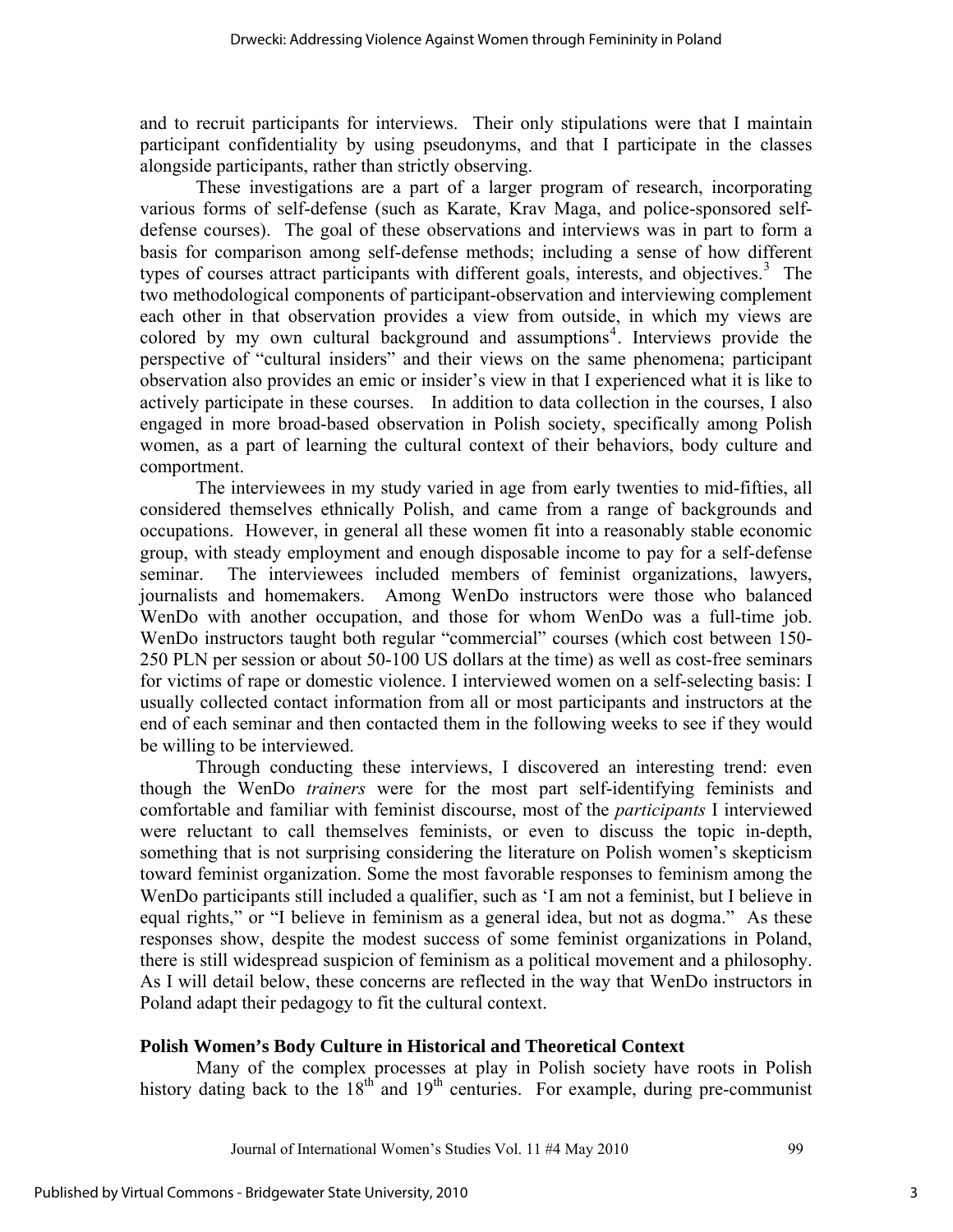and to recruit participants for interviews. Their only stipulations were that I maintain participant confidentiality by using pseudonyms, and that I participate in the classes alongside participants, rather than strictly observing.

These investigations are a part of a larger program of research, incorporating various forms of self-defense (such as Karate, Krav Maga, and police-sponsored self-defense courses). The goal of these observations and interviews was in part to form a basis for comparison among self-defense methods; including a sense of how different types of courses attract participants with different goals, interests, and objectives.[3] The two methodological components of participant-observation and interviewing complement each other in that observation provides a view from outside, in which my views are colored by my own cultural background and assumptions[4]. Interviews provide the perspective of "cultural insiders" and their views on the same phenomena; participant observation also provides an emic or insider's view in that I experienced what it is like to actively participate in these courses. In addition to data collection in the courses, I also engaged in more broad-based observation in Polish society, specifically among Polish women, as a part of learning the cultural context of their behaviors, body culture and comportment.

The interviewees in my study varied in age from early twenties to mid-fifties, all considered themselves ethnically Polish, and came from a range of backgrounds and occupations. However, in general all these women fit into a reasonably stable economic group, with steady employment and enough disposable income to pay for a self-defense seminar. The interviewees included members of feminist organizations, lawyers, journalists and homemakers. Among WenDo instructors were those who balanced WenDo with another occupation, and those for whom WenDo was a full-time job. WenDo instructors taught both regular "commercial" courses (which cost between 150-250 PLN per session or about 50-100 US dollars at the time) as well as cost-free seminars for victims of rape or domestic violence. I interviewed women on a self-selecting basis: I usually collected contact information from all or most participants and instructors at the end of each seminar and then contacted them in the following weeks to see if they would be willing to be interviewed.

Through conducting these interviews, I discovered an interesting trend: even though the WenDo *trainers* were for the most part self-identifying feminists and comfortable and familiar with feminist discourse, most of the *participants* I interviewed were reluctant to call themselves feminists, or even to discuss the topic in-depth, something that is not surprising considering the literature on Polish women's skepticism toward feminist organization. Some the most favorable responses to feminism among the WenDo participants still included a qualifier, such as 'I am not a feminist, but I believe in equal rights," or "I believe in feminism as a general idea, but not as dogma." As these responses show, despite the modest success of some feminist organizations in Poland, there is still widespread suspicion of feminism as a political movement and a philosophy. As I will detail below, these concerns are reflected in the way that WenDo instructors in Poland adapt their pedagogy to fit the cultural context.

## Polish Women's Body Culture in Historical and Theoretical Context

Many of the complex processes at play in Polish society have roots in Polish history dating back to the 18th and 19th centuries. For example, during pre-communist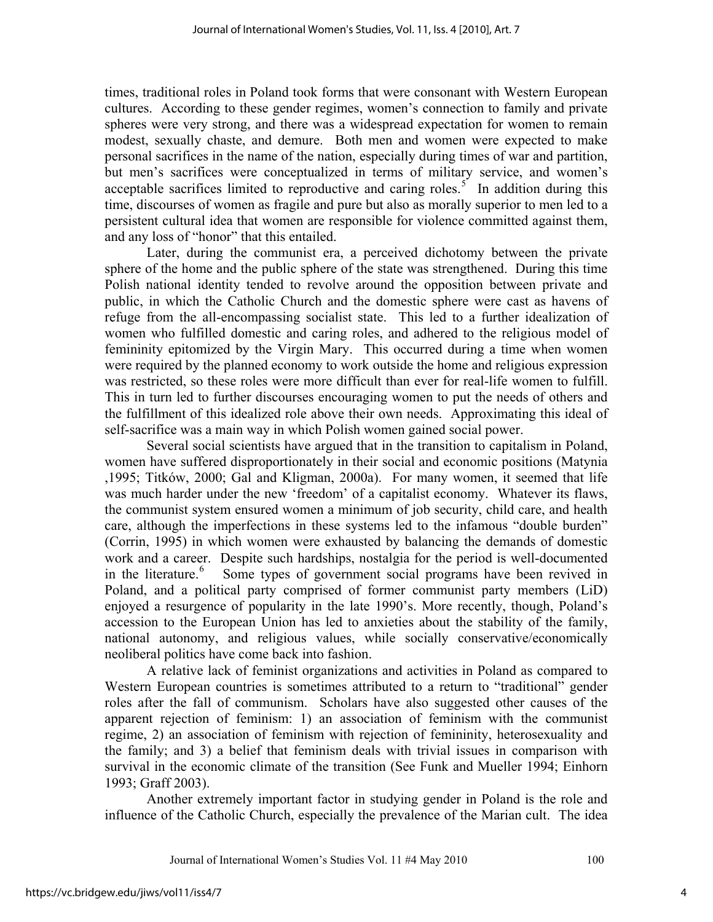times, traditional roles in Poland took forms that were consonant with Western European cultures. According to these gender regimes, women's connection to family and private spheres were very strong, and there was a widespread expectation for women to remain modest, sexually chaste, and demure. Both men and women were expected to make personal sacrifices in the name of the nation, especially during times of war and partition, but men's sacrifices were conceptualized in terms of military service, and women's acceptable sacrifices limited to reproductive and caring roles.[5] In addition during this time, discourses of women as fragile and pure but also as morally superior to men led to a persistent cultural idea that women are responsible for violence committed against them, and any loss of "honor" that this entailed.

Later, during the communist era, a perceived dichotomy between the private sphere of the home and the public sphere of the state was strengthened. During this time Polish national identity tended to revolve around the opposition between private and public, in which the Catholic Church and the domestic sphere were cast as havens of refuge from the all-encompassing socialist state. This led to a further idealization of women who fulfilled domestic and caring roles, and adhered to the religious model of femininity epitomized by the Virgin Mary. This occurred during a time when women were required by the planned economy to work outside the home and religious expression was restricted, so these roles were more difficult than ever for real-life women to fulfill. This in turn led to further discourses encouraging women to put the needs of others and the fulfillment of this idealized role above their own needs. Approximating this ideal of self-sacrifice was a main way in which Polish women gained social power.

Several social scientists have argued that in the transition to capitalism in Poland, women have suffered disproportionately in their social and economic positions (Matynia ,1995; Titków, 2000; Gal and Kligman, 2000a). For many women, it seemed that life was much harder under the new 'freedom' of a capitalist economy. Whatever its flaws, the communist system ensured women a minimum of job security, child care, and health care, although the imperfections in these systems led to the infamous "double burden" (Corrin, 1995) in which women were exhausted by balancing the demands of domestic work and a career. Despite such hardships, nostalgia for the period is well-documented in the literature.[6] Some types of government social programs have been revived in Poland, and a political party comprised of former communist party members (LiD) enjoyed a resurgence of popularity in the late 1990's. More recently, though, Poland's accession to the European Union has led to anxieties about the stability of the family, national autonomy, and religious values, while socially conservative/economically neoliberal politics have come back into fashion.

A relative lack of feminist organizations and activities in Poland as compared to Western European countries is sometimes attributed to a return to "traditional" gender roles after the fall of communism. Scholars have also suggested other causes of the apparent rejection of feminism: 1) an association of feminism with the communist regime, 2) an association of feminism with rejection of femininity, heterosexuality and the family; and 3) a belief that feminism deals with trivial issues in comparison with survival in the economic climate of the transition (See Funk and Mueller 1994; Einhorn 1993; Graff 2003).

Another extremely important factor in studying gender in Poland is the role and influence of the Catholic Church, especially the prevalence of the Marian cult. The idea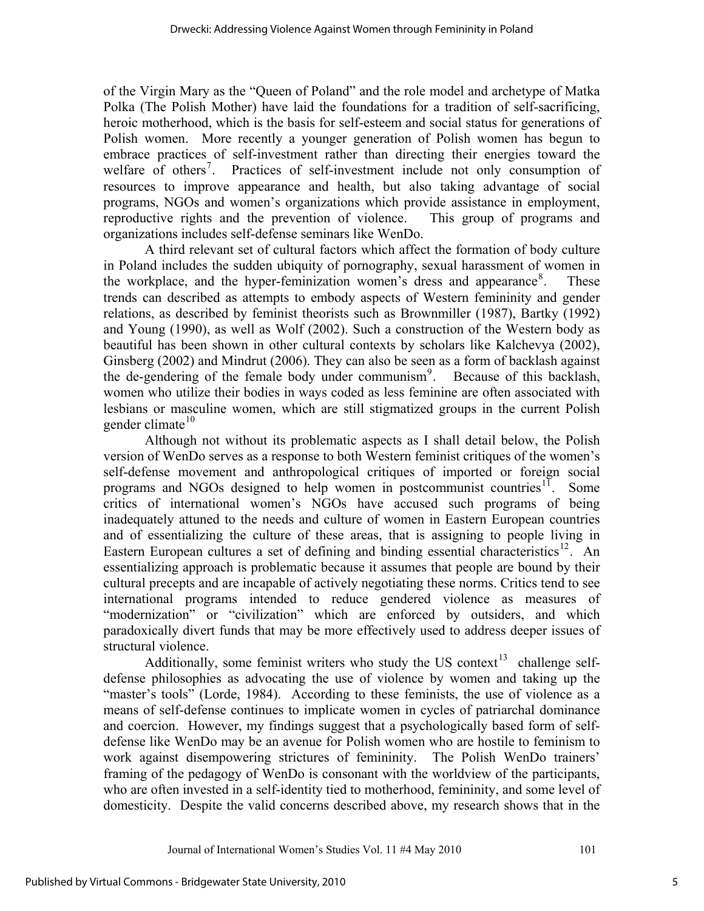of the Virgin Mary as the "Queen of Poland" and the role model and archetype of Matka Polka (The Polish Mother) have laid the foundations for a tradition of self-sacrificing, heroic motherhood, which is the basis for self-esteem and social status for generations of Polish women. More recently a younger generation of Polish women has begun to embrace practices of self-investment rather than directing their energies toward the welfare of others[7]. Practices of self-investment include not only consumption of resources to improve appearance and health, but also taking advantage of social programs, NGOs and women's organizations which provide assistance in employment, reproductive rights and the prevention of violence. This group of programs and organizations includes self-defense seminars like WenDo.

A third relevant set of cultural factors which affect the formation of body culture in Poland includes the sudden ubiquity of pornography, sexual harassment of women in the workplace, and the hyper-feminization women's dress and appearance[8]. These trends can described as attempts to embody aspects of Western femininity and gender relations, as described by feminist theorists such as Brownmiller (1987), Bartky (1992) and Young (1990), as well as Wolf (2002). Such a construction of the Western body as beautiful has been shown in other cultural contexts by scholars like Kalchevya (2002), Ginsberg (2002) and Mindrut (2006). They can also be seen as a form of backlash against the de-gendering of the female body under communism[9]. Because of this backlash, women who utilize their bodies in ways coded as less feminine are often associated with lesbians or masculine women, which are still stigmatized groups in the current Polish gender climate[10]

Although not without its problematic aspects as I shall detail below, the Polish version of WenDo serves as a response to both Western feminist critiques of the women's self-defense movement and anthropological critiques of imported or foreign social programs and NGOs designed to help women in postcommunist countries[11]. Some critics of international women's NGOs have accused such programs of being inadequately attuned to the needs and culture of women in Eastern European countries and of essentializing the culture of these areas, that is assigning to people living in Eastern European cultures a set of defining and binding essential characteristics[12]. An essentializing approach is problematic because it assumes that people are bound by their cultural precepts and are incapable of actively negotiating these norms. Critics tend to see international programs intended to reduce gendered violence as measures of "modernization" or "civilization" which are enforced by outsiders, and which paradoxically divert funds that may be more effectively used to address deeper issues of structural violence.

Additionally, some feminist writers who study the US context[13] challenge self-defense philosophies as advocating the use of violence by women and taking up the "master's tools" (Lorde, 1984). According to these feminists, the use of violence as a means of self-defense continues to implicate women in cycles of patriarchal dominance and coercion. However, my findings suggest that a psychologically based form of self-defense like WenDo may be an avenue for Polish women who are hostile to feminism to work against disempowering strictures of femininity. The Polish WenDo trainers' framing of the pedagogy of WenDo is consonant with the worldview of the participants, who are often invested in a self-identity tied to motherhood, femininity, and some level of domesticity. Despite the valid concerns described above, my research shows that in the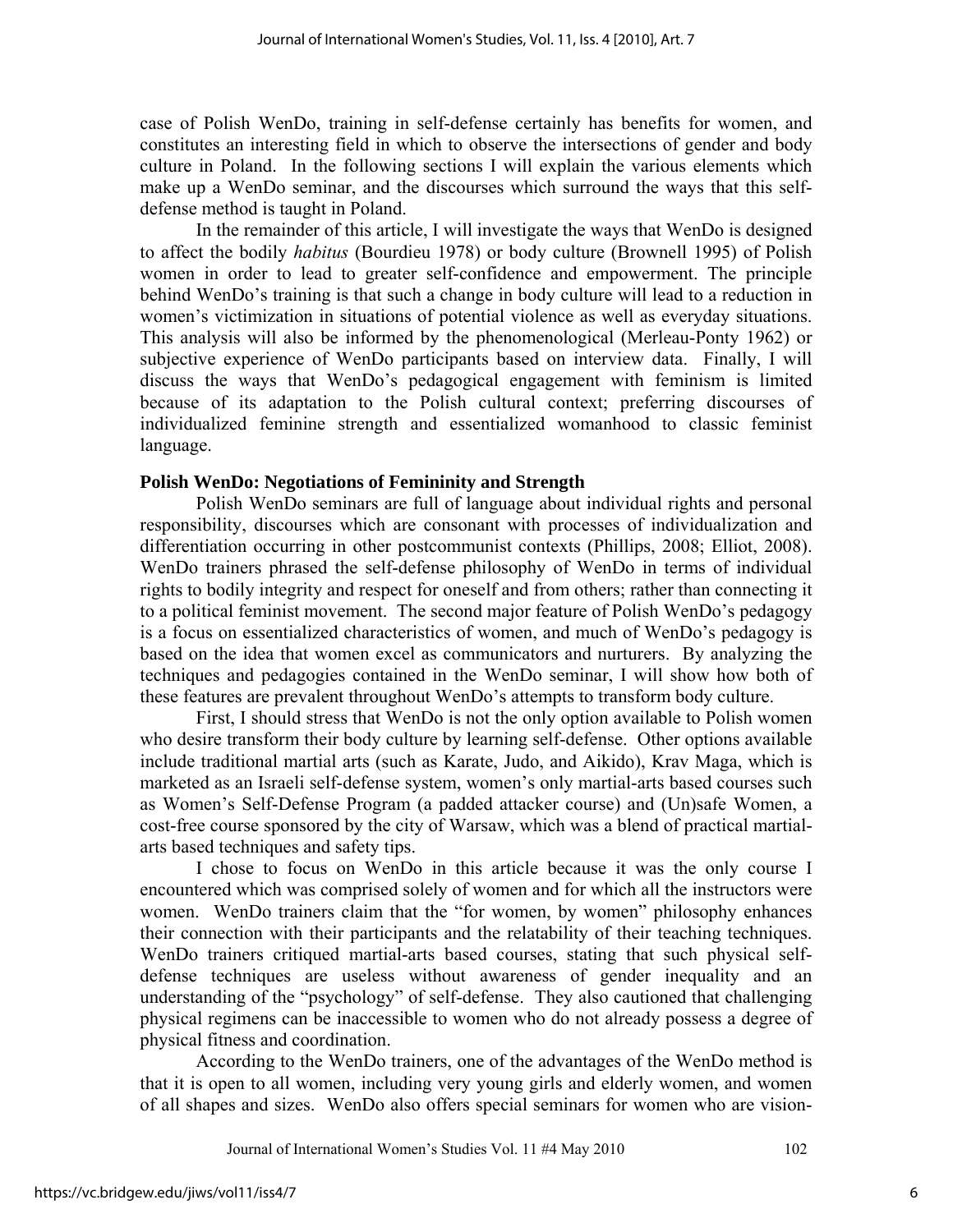case of Polish WenDo, training in self-defense certainly has benefits for women, and constitutes an interesting field in which to observe the intersections of gender and body culture in Poland. In the following sections I will explain the various elements which make up a WenDo seminar, and the discourses which surround the ways that this self-defense method is taught in Poland.

In the remainder of this article, I will investigate the ways that WenDo is designed to affect the bodily *habitus* (Bourdieu 1978) or body culture (Brownell 1995) of Polish women in order to lead to greater self-confidence and empowerment. The principle behind WenDo's training is that such a change in body culture will lead to a reduction in women's victimization in situations of potential violence as well as everyday situations. This analysis will also be informed by the phenomenological (Merleau-Ponty 1962) or subjective experience of WenDo participants based on interview data. Finally, I will discuss the ways that WenDo's pedagogical engagement with feminism is limited because of its adaptation to the Polish cultural context; preferring discourses of individualized feminine strength and essentialized womanhood to classic feminist language.

## Polish WenDo: Negotiations of Femininity and Strength

Polish WenDo seminars are full of language about individual rights and personal responsibility, discourses which are consonant with processes of individualization and differentiation occurring in other postcommunist contexts (Phillips, 2008; Elliot, 2008). WenDo trainers phrased the self-defense philosophy of WenDo in terms of individual rights to bodily integrity and respect for oneself and from others; rather than connecting it to a political feminist movement. The second major feature of Polish WenDo's pedagogy is a focus on essentialized characteristics of women, and much of WenDo's pedagogy is based on the idea that women excel as communicators and nurturers. By analyzing the techniques and pedagogies contained in the WenDo seminar, I will show how both of these features are prevalent throughout WenDo's attempts to transform body culture.

First, I should stress that WenDo is not the only option available to Polish women who desire transform their body culture by learning self-defense. Other options available include traditional martial arts (such as Karate, Judo, and Aikido), Krav Maga, which is marketed as an Israeli self-defense system, women's only martial-arts based courses such as Women's Self-Defense Program (a padded attacker course) and (Un)safe Women, a cost-free course sponsored by the city of Warsaw, which was a blend of practical martial-arts based techniques and safety tips.

I chose to focus on WenDo in this article because it was the only course I encountered which was comprised solely of women and for which all the instructors were women. WenDo trainers claim that the "for women, by women" philosophy enhances their connection with their participants and the relatability of their teaching techniques. WenDo trainers critiqued martial-arts based courses, stating that such physical self-defense techniques are useless without awareness of gender inequality and an understanding of the "psychology" of self-defense. They also cautioned that challenging physical regimens can be inaccessible to women who do not already possess a degree of physical fitness and coordination.

According to the WenDo trainers, one of the advantages of the WenDo method is that it is open to all women, including very young girls and elderly women, and women of all shapes and sizes. WenDo also offers special seminars for women who are vision-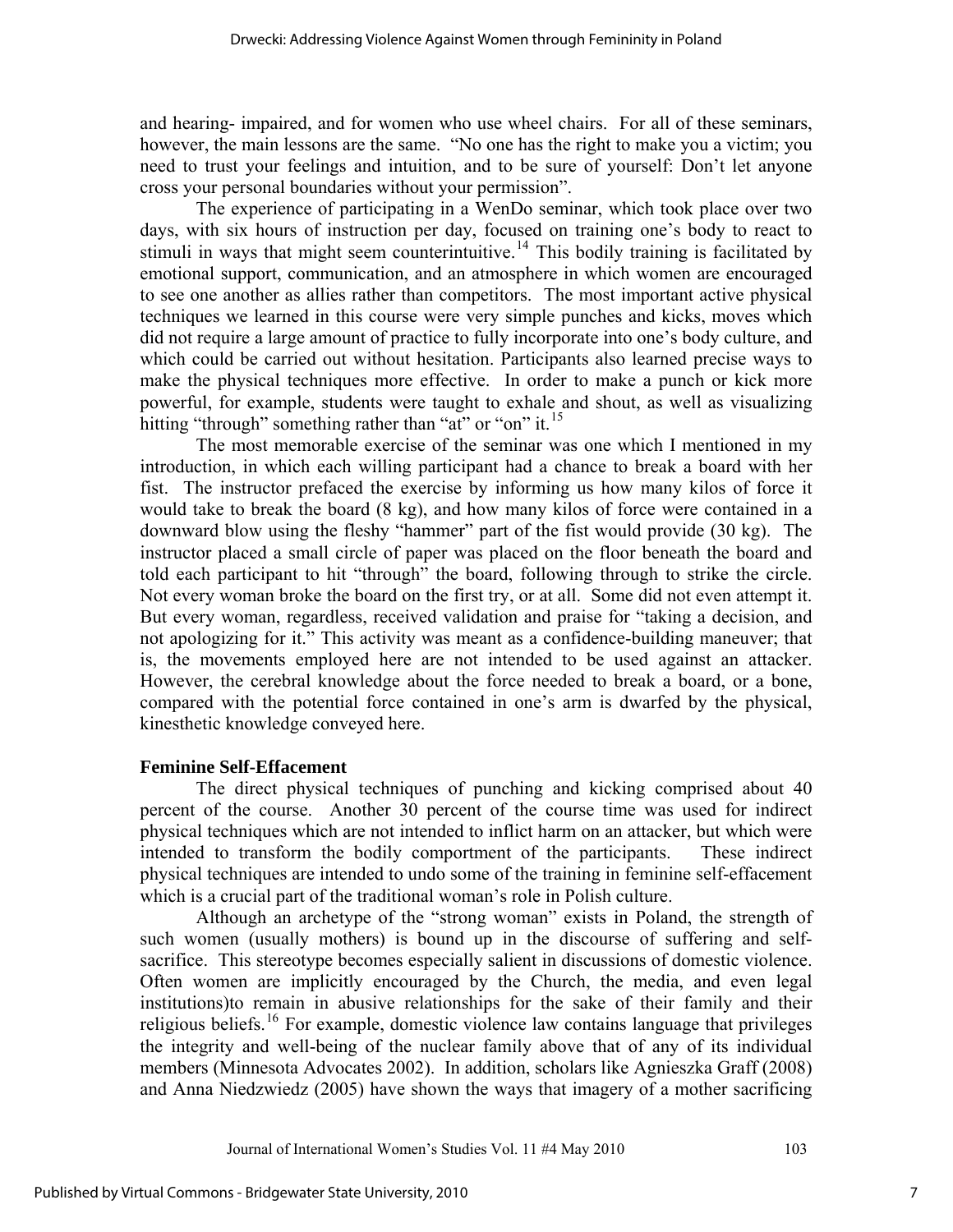and hearing- impaired, and for women who use wheel chairs. For all of these seminars, however, the main lessons are the same. "No one has the right to make you a victim; you need to trust your feelings and intuition, and to be sure of yourself: Don't let anyone cross your personal boundaries without your permission".

The experience of participating in a WenDo seminar, which took place over two days, with six hours of instruction per day, focused on training one's body to react to stimuli in ways that might seem counterintuitive.[14] This bodily training is facilitated by emotional support, communication, and an atmosphere in which women are encouraged to see one another as allies rather than competitors. The most important active physical techniques we learned in this course were very simple punches and kicks, moves which did not require a large amount of practice to fully incorporate into one's body culture, and which could be carried out without hesitation. Participants also learned precise ways to make the physical techniques more effective. In order to make a punch or kick more powerful, for example, students were taught to exhale and shout, as well as visualizing hitting "through" something rather than "at" or "on" it.[15]

The most memorable exercise of the seminar was one which I mentioned in my introduction, in which each willing participant had a chance to break a board with her fist. The instructor prefaced the exercise by informing us how many kilos of force it would take to break the board (8 kg), and how many kilos of force were contained in a downward blow using the fleshy "hammer" part of the fist would provide (30 kg). The instructor placed a small circle of paper was placed on the floor beneath the board and told each participant to hit "through" the board, following through to strike the circle. Not every woman broke the board on the first try, or at all. Some did not even attempt it. But every woman, regardless, received validation and praise for "taking a decision, and not apologizing for it." This activity was meant as a confidence-building maneuver; that is, the movements employed here are not intended to be used against an attacker. However, the cerebral knowledge about the force needed to break a board, or a bone, compared with the potential force contained in one's arm is dwarfed by the physical, kinesthetic knowledge conveyed here.

## Feminine Self-Effacement

The direct physical techniques of punching and kicking comprised about 40 percent of the course. Another 30 percent of the course time was used for indirect physical techniques which are not intended to inflict harm on an attacker, but which were intended to transform the bodily comportment of the participants. These indirect physical techniques are intended to undo some of the training in feminine self-effacement which is a crucial part of the traditional woman's role in Polish culture.

Although an archetype of the "strong woman" exists in Poland, the strength of such women (usually mothers) is bound up in the discourse of suffering and self-sacrifice. This stereotype becomes especially salient in discussions of domestic violence. Often women are implicitly encouraged by the Church, the media, and even legal institutions)to remain in abusive relationships for the sake of their family and their religious beliefs.[16] For example, domestic violence law contains language that privileges the integrity and well-being of the nuclear family above that of any of its individual members (Minnesota Advocates 2002). In addition, scholars like Agnieszka Graff (2008) and Anna Niedzwiedz (2005) have shown the ways that imagery of a mother sacrificing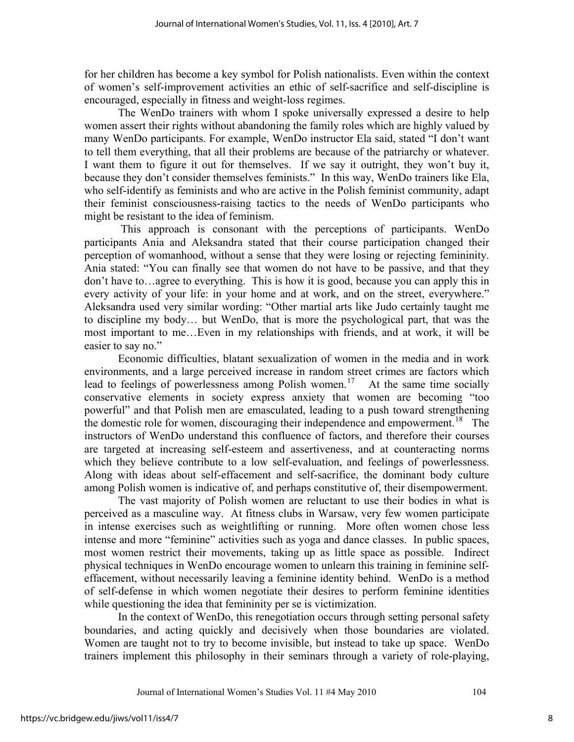for her children has become a key symbol for Polish nationalists. Even within the context of women's self-improvement activities an ethic of self-sacrifice and self-discipline is encouraged, especially in fitness and weight-loss regimes.

The WenDo trainers with whom I spoke universally expressed a desire to help women assert their rights without abandoning the family roles which are highly valued by many WenDo participants. For example, WenDo instructor Ela said, stated "I don't want to tell them everything, that all their problems are because of the patriarchy or whatever. I want them to figure it out for themselves. If we say it outright, they won't buy it, because they don't consider themselves feminists." In this way, WenDo trainers like Ela, who self-identify as feminists and who are active in the Polish feminist community, adapt their feminist consciousness-raising tactics to the needs of WenDo participants who might be resistant to the idea of feminism.

This approach is consonant with the perceptions of participants. WenDo participants Ania and Aleksandra stated that their course participation changed their perception of womanhood, without a sense that they were losing or rejecting femininity. Ania stated: "You can finally see that women do not have to be passive, and that they don't have to…agree to everything. This is how it is good, because you can apply this in every activity of your life: in your home and at work, and on the street, everywhere." Aleksandra used very similar wording: "Other martial arts like Judo certainly taught me to discipline my body… but WenDo, that is more the psychological part, that was the most important to me…Even in my relationships with friends, and at work, it will be easier to say no."

Economic difficulties, blatant sexualization of women in the media and in work environments, and a large perceived increase in random street crimes are factors which lead to feelings of powerlessness among Polish women.[17] At the same time socially conservative elements in society express anxiety that women are becoming "too powerful" and that Polish men are emasculated, leading to a push toward strengthening the domestic role for women, discouraging their independence and empowerment.[18] The instructors of WenDo understand this confluence of factors, and therefore their courses are targeted at increasing self-esteem and assertiveness, and at counteracting norms which they believe contribute to a low self-evaluation, and feelings of powerlessness. Along with ideas about self-effacement and self-sacrifice, the dominant body culture among Polish women is indicative of, and perhaps constitutive of, their disempowerment.

The vast majority of Polish women are reluctant to use their bodies in what is perceived as a masculine way. At fitness clubs in Warsaw, very few women participate in intense exercises such as weightlifting or running. More often women chose less intense and more "feminine" activities such as yoga and dance classes. In public spaces, most women restrict their movements, taking up as little space as possible. Indirect physical techniques in WenDo encourage women to unlearn this training in feminine self-effacement, without necessarily leaving a feminine identity behind. WenDo is a method of self-defense in which women negotiate their desires to perform feminine identities while questioning the idea that femininity per se is victimization.

In the context of WenDo, this renegotiation occurs through setting personal safety boundaries, and acting quickly and decisively when those boundaries are violated. Women are taught not to try to become invisible, but instead to take up space. WenDo trainers implement this philosophy in their seminars through a variety of role-playing,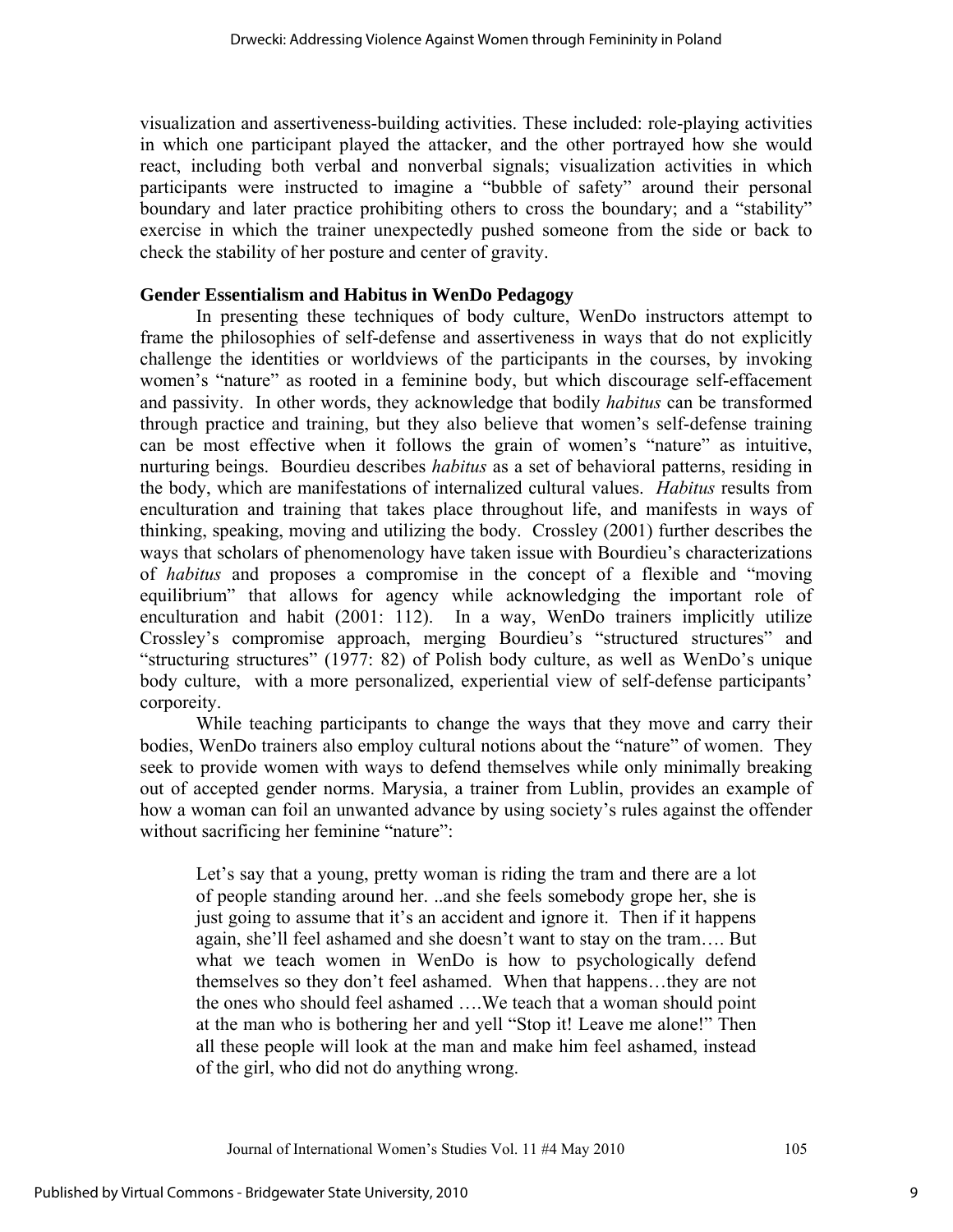visualization and assertiveness-building activities. These included: role-playing activities in which one participant played the attacker, and the other portrayed how she would react, including both verbal and nonverbal signals; visualization activities in which participants were instructed to imagine a "bubble of safety" around their personal boundary and later practice prohibiting others to cross the boundary; and a "stability" exercise in which the trainer unexpectedly pushed someone from the side or back to check the stability of her posture and center of gravity.

### Gender Essentialism and Habitus in WenDo Pedagogy

In presenting these techniques of body culture, WenDo instructors attempt to frame the philosophies of self-defense and assertiveness in ways that do not explicitly challenge the identities or worldviews of the participants in the courses, by invoking women's "nature" as rooted in a feminine body, but which discourage self-effacement and passivity. In other words, they acknowledge that bodily *habitus* can be transformed through practice and training, but they also believe that women's self-defense training can be most effective when it follows the grain of women's "nature" as intuitive, nurturing beings. Bourdieu describes *habitus* as a set of behavioral patterns, residing in the body, which are manifestations of internalized cultural values. *Habitus* results from enculturation and training that takes place throughout life, and manifests in ways of thinking, speaking, moving and utilizing the body. Crossley (2001) further describes the ways that scholars of phenomenology have taken issue with Bourdieu's characterizations of *habitus* and proposes a compromise in the concept of a flexible and "moving equilibrium" that allows for agency while acknowledging the important role of enculturation and habit (2001: 112). In a way, WenDo trainers implicitly utilize Crossley's compromise approach, merging Bourdieu's "structured structures" and "structuring structures" (1977: 82) of Polish body culture, as well as WenDo's unique body culture, with a more personalized, experiential view of self-defense participants' corporeity.

While teaching participants to change the ways that they move and carry their bodies, WenDo trainers also employ cultural notions about the "nature" of women. They seek to provide women with ways to defend themselves while only minimally breaking out of accepted gender norms. Marysia, a trainer from Lublin, provides an example of how a woman can foil an unwanted advance by using society's rules against the offender without sacrificing her feminine "nature":

> Let's say that a young, pretty woman is riding the tram and there are a lot of people standing around her. ..and she feels somebody grope her, she is just going to assume that it's an accident and ignore it. Then if it happens again, she'll feel ashamed and she doesn't want to stay on the tram…. But what we teach women in WenDo is how to psychologically defend themselves so they don't feel ashamed. When that happens…they are not the ones who should feel ashamed ….We teach that a woman should point at the man who is bothering her and yell "Stop it! Leave me alone!" Then all these people will look at the man and make him feel ashamed, instead of the girl, who did not do anything wrong.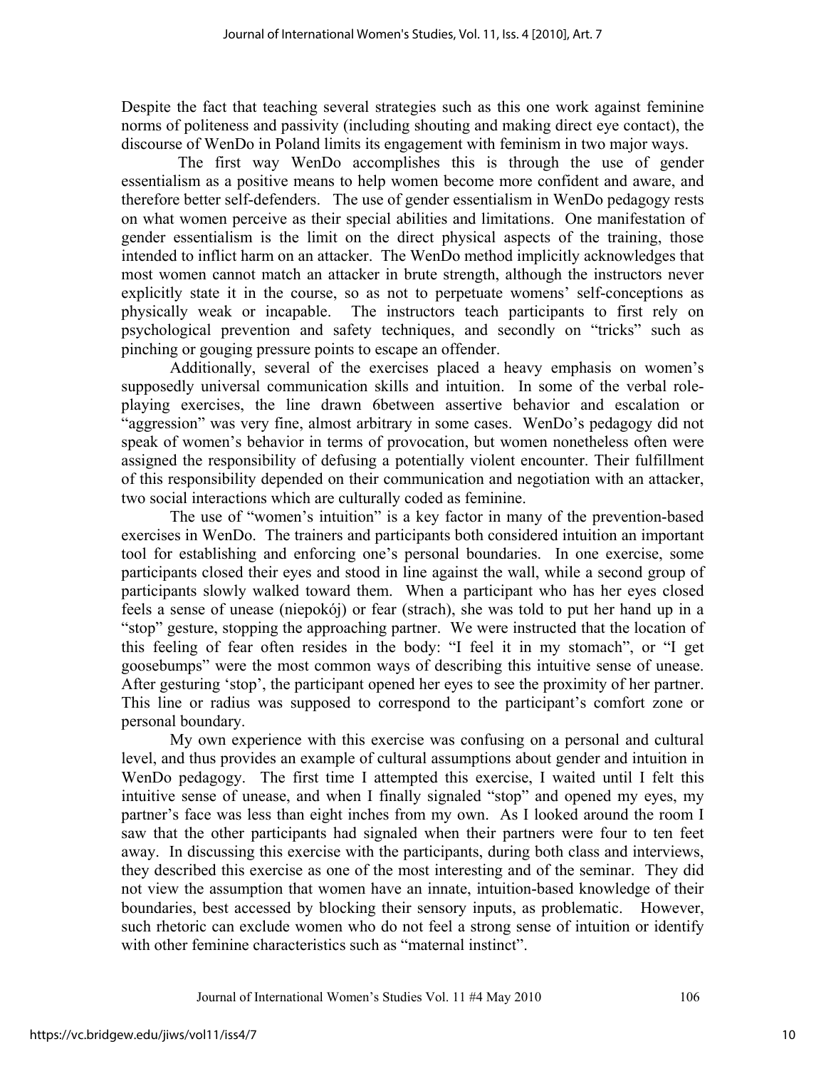Despite the fact that teaching several strategies such as this one work against feminine norms of politeness and passivity (including shouting and making direct eye contact), the discourse of WenDo in Poland limits its engagement with feminism in two major ways.

The first way WenDo accomplishes this is through the use of gender essentialism as a positive means to help women become more confident and aware, and therefore better self-defenders. The use of gender essentialism in WenDo pedagogy rests on what women perceive as their special abilities and limitations. One manifestation of gender essentialism is the limit on the direct physical aspects of the training, those intended to inflict harm on an attacker. The WenDo method implicitly acknowledges that most women cannot match an attacker in brute strength, although the instructors never explicitly state it in the course, so as not to perpetuate womens' self-conceptions as physically weak or incapable. The instructors teach participants to first rely on psychological prevention and safety techniques, and secondly on "tricks" such as pinching or gouging pressure points to escape an offender.

Additionally, several of the exercises placed a heavy emphasis on women's supposedly universal communication skills and intuition. In some of the verbal role-playing exercises, the line drawn 6between assertive behavior and escalation or "aggression" was very fine, almost arbitrary in some cases. WenDo's pedagogy did not speak of women's behavior in terms of provocation, but women nonetheless often were assigned the responsibility of defusing a potentially violent encounter. Their fulfillment of this responsibility depended on their communication and negotiation with an attacker, two social interactions which are culturally coded as feminine.

The use of "women's intuition" is a key factor in many of the prevention-based exercises in WenDo. The trainers and participants both considered intuition an important tool for establishing and enforcing one's personal boundaries. In one exercise, some participants closed their eyes and stood in line against the wall, while a second group of participants slowly walked toward them. When a participant who has her eyes closed feels a sense of unease (niepokój) or fear (strach), she was told to put her hand up in a "stop" gesture, stopping the approaching partner. We were instructed that the location of this feeling of fear often resides in the body: "I feel it in my stomach", or "I get goosebumps" were the most common ways of describing this intuitive sense of unease. After gesturing 'stop', the participant opened her eyes to see the proximity of her partner. This line or radius was supposed to correspond to the participant's comfort zone or personal boundary.

My own experience with this exercise was confusing on a personal and cultural level, and thus provides an example of cultural assumptions about gender and intuition in WenDo pedagogy. The first time I attempted this exercise, I waited until I felt this intuitive sense of unease, and when I finally signaled "stop" and opened my eyes, my partner's face was less than eight inches from my own. As I looked around the room I saw that the other participants had signaled when their partners were four to ten feet away. In discussing this exercise with the participants, during both class and interviews, they described this exercise as one of the most interesting and of the seminar. They did not view the assumption that women have an innate, intuition-based knowledge of their boundaries, best accessed by blocking their sensory inputs, as problematic. However, such rhetoric can exclude women who do not feel a strong sense of intuition or identify with other feminine characteristics such as "maternal instinct".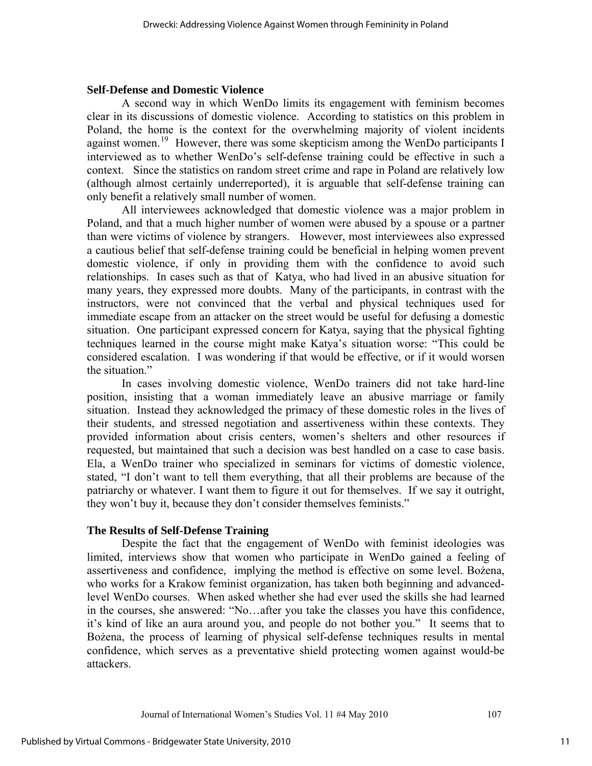### Self-Defense and Domestic Violence

A second way in which WenDo limits its engagement with feminism becomes clear in its discussions of domestic violence. According to statistics on this problem in Poland, the home is the context for the overwhelming majority of violent incidents against women.[19] However, there was some skepticism among the WenDo participants I interviewed as to whether WenDo's self-defense training could be effective in such a context. Since the statistics on random street crime and rape in Poland are relatively low (although almost certainly underreported), it is arguable that self-defense training can only benefit a relatively small number of women.

All interviewees acknowledged that domestic violence was a major problem in Poland, and that a much higher number of women were abused by a spouse or a partner than were victims of violence by strangers. However, most interviewees also expressed a cautious belief that self-defense training could be beneficial in helping women prevent domestic violence, if only in providing them with the confidence to avoid such relationships. In cases such as that of Katya, who had lived in an abusive situation for many years, they expressed more doubts. Many of the participants, in contrast with the instructors, were not convinced that the verbal and physical techniques used for immediate escape from an attacker on the street would be useful for defusing a domestic situation. One participant expressed concern for Katya, saying that the physical fighting techniques learned in the course might make Katya's situation worse: "This could be considered escalation. I was wondering if that would be effective, or if it would worsen the situation."

In cases involving domestic violence, WenDo trainers did not take hard-line position, insisting that a woman immediately leave an abusive marriage or family situation. Instead they acknowledged the primacy of these domestic roles in the lives of their students, and stressed negotiation and assertiveness within these contexts. They provided information about crisis centers, women's shelters and other resources if requested, but maintained that such a decision was best handled on a case to case basis. Ela, a WenDo trainer who specialized in seminars for victims of domestic violence, stated, "I don't want to tell them everything, that all their problems are because of the patriarchy or whatever. I want them to figure it out for themselves. If we say it outright, they won't buy it, because they don't consider themselves feminists."

### The Results of Self-Defense Training

Despite the fact that the engagement of WenDo with feminist ideologies was limited, interviews show that women who participate in WenDo gained a feeling of assertiveness and confidence, implying the method is effective on some level. Bożena, who works for a Krakow feminist organization, has taken both beginning and advanced-level WenDo courses. When asked whether she had ever used the skills she had learned in the courses, she answered: "No…after you take the classes you have this confidence, it's kind of like an aura around you, and people do not bother you." It seems that to Bożena, the process of learning of physical self-defense techniques results in mental confidence, which serves as a preventative shield protecting women against would-be attackers.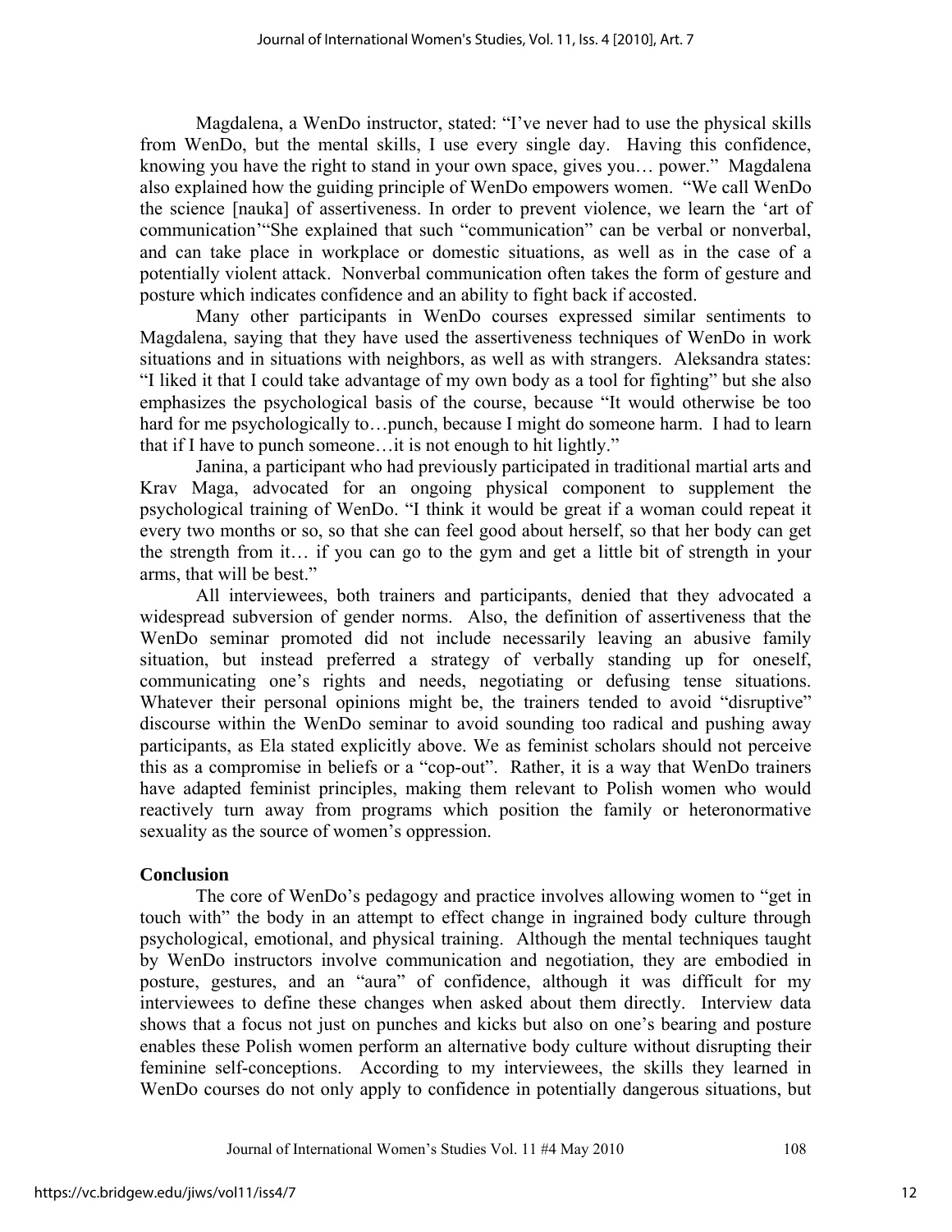Magdalena, a WenDo instructor, stated: "I've never had to use the physical skills from WenDo, but the mental skills, I use every single day. Having this confidence, knowing you have the right to stand in your own space, gives you… power." Magdalena also explained how the guiding principle of WenDo empowers women. "We call WenDo the science [nauka] of assertiveness. In order to prevent violence, we learn the 'art of communication'"She explained that such "communication" can be verbal or nonverbal, and can take place in workplace or domestic situations, as well as in the case of a potentially violent attack. Nonverbal communication often takes the form of gesture and posture which indicates confidence and an ability to fight back if accosted.

Many other participants in WenDo courses expressed similar sentiments to Magdalena, saying that they have used the assertiveness techniques of WenDo in work situations and in situations with neighbors, as well as with strangers. Aleksandra states: "I liked it that I could take advantage of my own body as a tool for fighting" but she also emphasizes the psychological basis of the course, because "It would otherwise be too hard for me psychologically to…punch, because I might do someone harm. I had to learn that if I have to punch someone…it is not enough to hit lightly."

Janina, a participant who had previously participated in traditional martial arts and Krav Maga, advocated for an ongoing physical component to supplement the psychological training of WenDo. "I think it would be great if a woman could repeat it every two months or so, so that she can feel good about herself, so that her body can get the strength from it… if you can go to the gym and get a little bit of strength in your arms, that will be best."

All interviewees, both trainers and participants, denied that they advocated a widespread subversion of gender norms. Also, the definition of assertiveness that the WenDo seminar promoted did not include necessarily leaving an abusive family situation, but instead preferred a strategy of verbally standing up for oneself, communicating one's rights and needs, negotiating or defusing tense situations. Whatever their personal opinions might be, the trainers tended to avoid "disruptive" discourse within the WenDo seminar to avoid sounding too radical and pushing away participants, as Ela stated explicitly above. We as feminist scholars should not perceive this as a compromise in beliefs or a "cop-out". Rather, it is a way that WenDo trainers have adapted feminist principles, making them relevant to Polish women who would reactively turn away from programs which position the family or heteronormative sexuality as the source of women's oppression.

## Conclusion

The core of WenDo's pedagogy and practice involves allowing women to "get in touch with" the body in an attempt to effect change in ingrained body culture through psychological, emotional, and physical training. Although the mental techniques taught by WenDo instructors involve communication and negotiation, they are embodied in posture, gestures, and an "aura" of confidence, although it was difficult for my interviewees to define these changes when asked about them directly. Interview data shows that a focus not just on punches and kicks but also on one's bearing and posture enables these Polish women perform an alternative body culture without disrupting their feminine self-conceptions. According to my interviewees, the skills they learned in WenDo courses do not only apply to confidence in potentially dangerous situations, but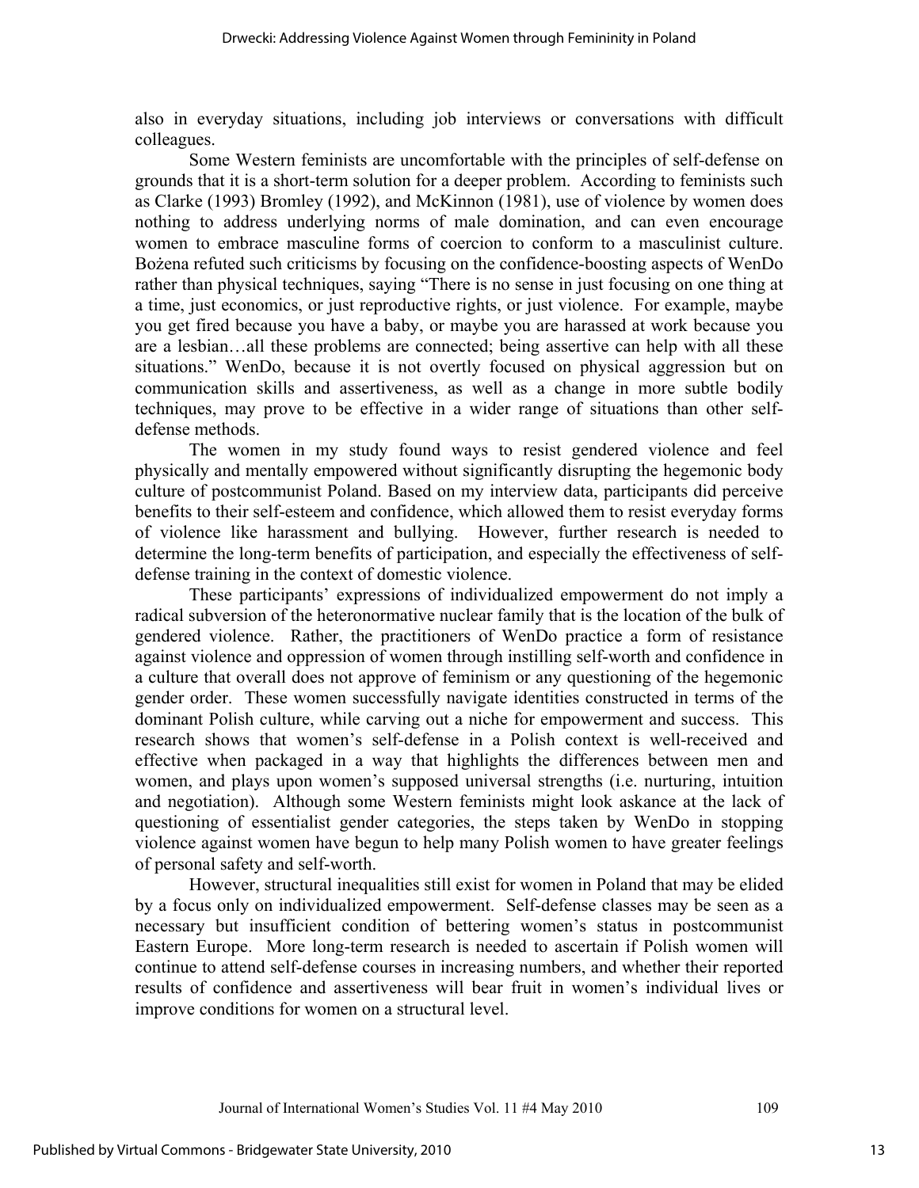also in everyday situations, including job interviews or conversations with difficult colleagues.

Some Western feminists are uncomfortable with the principles of self-defense on grounds that it is a short-term solution for a deeper problem. According to feminists such as Clarke (1993) Bromley (1992), and McKinnon (1981), use of violence by women does nothing to address underlying norms of male domination, and can even encourage women to embrace masculine forms of coercion to conform to a masculinist culture. Bożena refuted such criticisms by focusing on the confidence-boosting aspects of WenDo rather than physical techniques, saying "There is no sense in just focusing on one thing at a time, just economics, or just reproductive rights, or just violence. For example, maybe you get fired because you have a baby, or maybe you are harassed at work because you are a lesbian…all these problems are connected; being assertive can help with all these situations." WenDo, because it is not overtly focused on physical aggression but on communication skills and assertiveness, as well as a change in more subtle bodily techniques, may prove to be effective in a wider range of situations than other self-defense methods.

The women in my study found ways to resist gendered violence and feel physically and mentally empowered without significantly disrupting the hegemonic body culture of postcommunist Poland. Based on my interview data, participants did perceive benefits to their self-esteem and confidence, which allowed them to resist everyday forms of violence like harassment and bullying. However, further research is needed to determine the long-term benefits of participation, and especially the effectiveness of self-defense training in the context of domestic violence.

These participants' expressions of individualized empowerment do not imply a radical subversion of the heteronormative nuclear family that is the location of the bulk of gendered violence. Rather, the practitioners of WenDo practice a form of resistance against violence and oppression of women through instilling self-worth and confidence in a culture that overall does not approve of feminism or any questioning of the hegemonic gender order. These women successfully navigate identities constructed in terms of the dominant Polish culture, while carving out a niche for empowerment and success. This research shows that women's self-defense in a Polish context is well-received and effective when packaged in a way that highlights the differences between men and women, and plays upon women's supposed universal strengths (i.e. nurturing, intuition and negotiation). Although some Western feminists might look askance at the lack of questioning of essentialist gender categories, the steps taken by WenDo in stopping violence against women have begun to help many Polish women to have greater feelings of personal safety and self-worth.

However, structural inequalities still exist for women in Poland that may be elided by a focus only on individualized empowerment. Self-defense classes may be seen as a necessary but insufficient condition of bettering women's status in postcommunist Eastern Europe. More long-term research is needed to ascertain if Polish women will continue to attend self-defense courses in increasing numbers, and whether their reported results of confidence and assertiveness will bear fruit in women's individual lives or improve conditions for women on a structural level.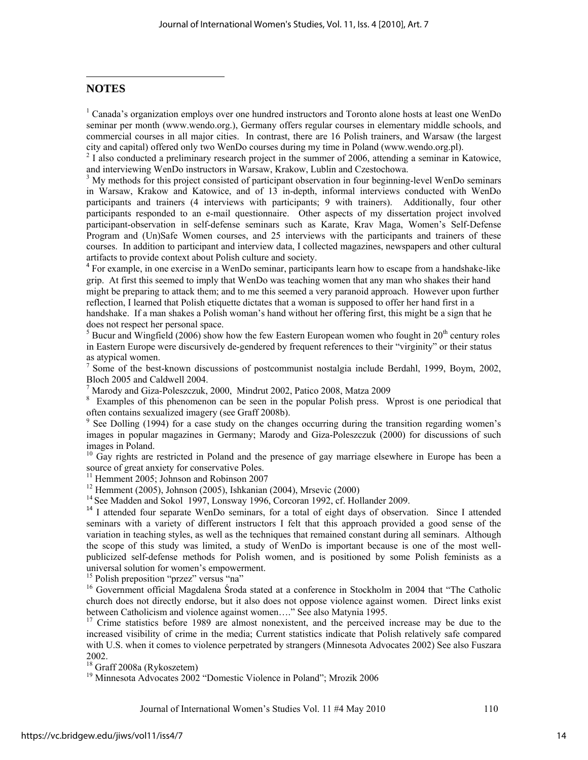## NOTES

[1] Canada's organization employs over one hundred instructors and Toronto alone hosts at least one WenDo seminar per month (www.wendo.org.), Germany offers regular courses in elementary middle schools, and commercial courses in all major cities. In contrast, there are 16 Polish trainers, and Warsaw (the largest city and capital) offered only two WenDo courses during my time in Poland (www.wendo.org.pl).

[2] I also conducted a preliminary research project in the summer of 2006, attending a seminar in Katowice, and interviewing WenDo instructors in Warsaw, Krakow, Lublin and Czestochowa.

[3] My methods for this project consisted of participant observation in four beginning-level WenDo seminars in Warsaw, Krakow and Katowice, and of 13 in-depth, informal interviews conducted with WenDo participants and trainers (4 interviews with participants; 9 with trainers). Additionally, four other participants responded to an e-mail questionnaire. Other aspects of my dissertation project involved participant-observation in self-defense seminars such as Karate, Krav Maga, Women's Self-Defense Program and (Un)Safe Women courses, and 25 interviews with the participants and trainers of these courses. In addition to participant and interview data, I collected magazines, newspapers and other cultural artifacts to provide context about Polish culture and society.

[4] For example, in one exercise in a WenDo seminar, participants learn how to escape from a handshake-like grip. At first this seemed to imply that WenDo was teaching women that any man who shakes their hand might be preparing to attack them; and to me this seemed a very paranoid approach. However upon further reflection, I learned that Polish etiquette dictates that a woman is supposed to offer her hand first in a handshake. If a man shakes a Polish woman's hand without her offering first, this might be a sign that he does not respect her personal space.

[5] Bucur and Wingfield (2006) show how the few Eastern European women who fought in 20th century roles in Eastern Europe were discursively de-gendered by frequent references to their "virginity" or their status as atypical women.

[7] Some of the best-known discussions of postcommunist nostalgia include Berdahl, 1999, Boym, 2002, Bloch 2005 and Caldwell 2004.

[7] Marody and Giza-Poleszczuk, 2000, Mindrut 2002, Patico 2008, Matza 2009

[8] Examples of this phenomenon can be seen in the popular Polish press. Wprost is one periodical that often contains sexualized imagery (see Graff 2008b).

[9] See Dolling (1994) for a case study on the changes occurring during the transition regarding women's images in popular magazines in Germany; Marody and Giza-Poleszczuk (2000) for discussions of such images in Poland.

[10] Gay rights are restricted in Poland and the presence of gay marriage elsewhere in Europe has been a source of great anxiety for conservative Poles.

[11] Hemment 2005; Johnson and Robinson 2007

[12] Hemment (2005), Johnson (2005), Ishkanian (2004), Mrsevic (2000)

[14] See Madden and Sokol 1997, Lonsway 1996, Corcoran 1992, cf. Hollander 2009.

[14] I attended four separate WenDo seminars, for a total of eight days of observation. Since I attended seminars with a variety of different instructors I felt that this approach provided a good sense of the variation in teaching styles, as well as the techniques that remained constant during all seminars. Although the scope of this study was limited, a study of WenDo is important because is one of the most well-publicized self-defense methods for Polish women, and is positioned by some Polish feminists as a universal solution for women's empowerment.

[15] Polish preposition "przez" versus "na"

[16] Government official Magdalena Środa stated at a conference in Stockholm in 2004 that "The Catholic church does not directly endorse, but it also does not oppose violence against women. Direct links exist between Catholicism and violence against women…." See also Matynia 1995.

[17] Crime statistics before 1989 are almost nonexistent, and the perceived increase may be due to the increased visibility of crime in the media; Current statistics indicate that Polish relatively safe compared with U.S. when it comes to violence perpetrated by strangers (Minnesota Advocates 2002) See also Fuszara 2002.

[18] Graff 2008a (Rykoszetem)

[19] Minnesota Advocates 2002 "Domestic Violence in Poland"; Mrozik 2006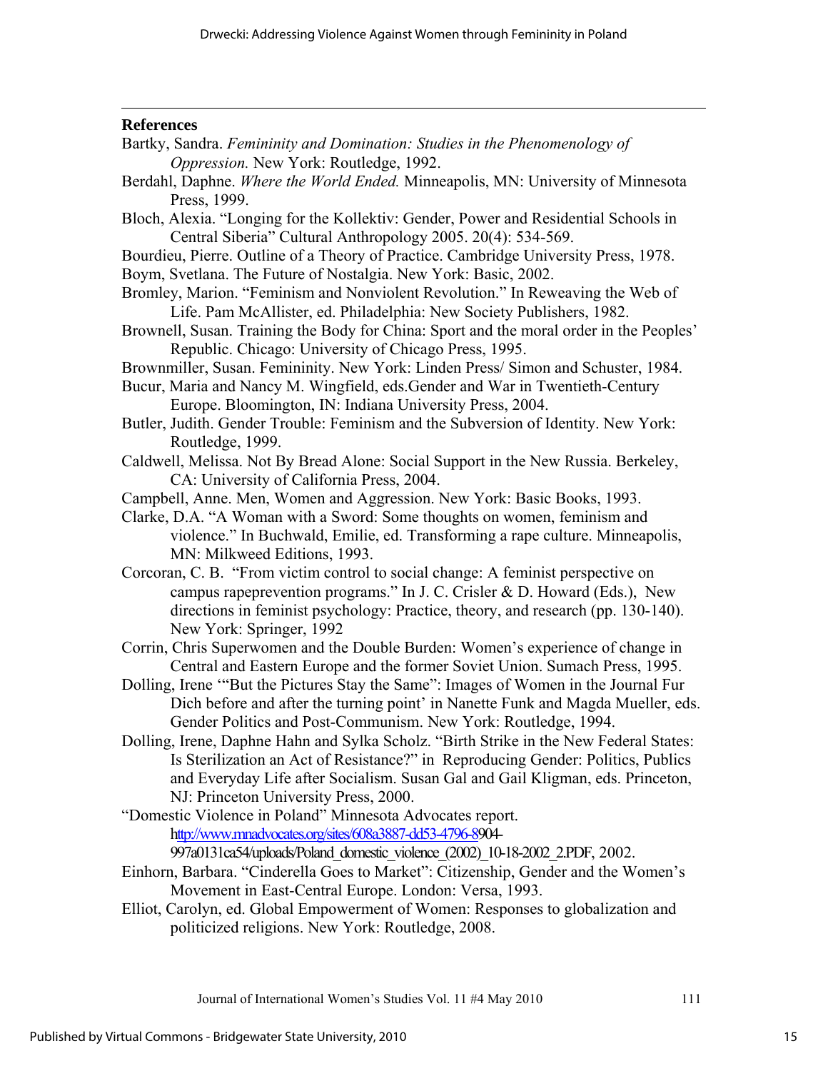## References

Bartky, Sandra. *Femininity and Domination: Studies in the Phenomenology of Oppression.* New York: Routledge, 1992.

Berdahl, Daphne. *Where the World Ended.* Minneapolis, MN: University of Minnesota Press, 1999.

Bloch, Alexia. "Longing for the Kollektiv: Gender, Power and Residential Schools in Central Siberia" Cultural Anthropology 2005. 20(4): 534-569.

Bourdieu, Pierre. Outline of a Theory of Practice. Cambridge University Press, 1978.

Boym, Svetlana. The Future of Nostalgia. New York: Basic, 2002.

Bromley, Marion. "Feminism and Nonviolent Revolution." In Reweaving the Web of Life. Pam McAllister, ed. Philadelphia: New Society Publishers, 1982.

Brownell, Susan. Training the Body for China: Sport and the moral order in the Peoples' Republic. Chicago: University of Chicago Press, 1995.

Brownmiller, Susan. Femininity. New York: Linden Press/ Simon and Schuster, 1984.

Bucur, Maria and Nancy M. Wingfield, eds.Gender and War in Twentieth-Century Europe. Bloomington, IN: Indiana University Press, 2004.

Butler, Judith. Gender Trouble: Feminism and the Subversion of Identity. New York: Routledge, 1999.

Caldwell, Melissa. Not By Bread Alone: Social Support in the New Russia. Berkeley, CA: University of California Press, 2004.

Campbell, Anne. Men, Women and Aggression. New York: Basic Books, 1993.

Clarke, D.A. "A Woman with a Sword: Some thoughts on women, feminism and violence." In Buchwald, Emilie, ed. Transforming a rape culture. Minneapolis, MN: Milkweed Editions, 1993.

Corcoran, C. B. "From victim control to social change: A feminist perspective on campus rapeprevention programs." In J. C. Crisler & D. Howard (Eds.), New directions in feminist psychology: Practice, theory, and research (pp. 130-140). New York: Springer, 1992

Corrin, Chris Superwomen and the Double Burden: Women's experience of change in Central and Eastern Europe and the former Soviet Union. Sumach Press, 1995.

Dolling, Irene '"But the Pictures Stay the Same": Images of Women in the Journal Fur Dich before and after the turning point' in Nanette Funk and Magda Mueller, eds. Gender Politics and Post-Communism. New York: Routledge, 1994.

Dolling, Irene, Daphne Hahn and Sylka Scholz. "Birth Strike in the New Federal States: Is Sterilization an Act of Resistance?" in Reproducing Gender: Politics, Publics and Everyday Life after Socialism. Susan Gal and Gail Kligman, eds. Princeton, NJ: Princeton University Press, 2000.

"Domestic Violence in Poland" Minnesota Advocates report. http://www.mnadvocates.org/sites/608a3887-dd53-4796-8904-997a0131ca54/uploads/Poland_domestic_violence_(2002)_10-18-2002_2.PDF, 2002.

Einhorn, Barbara. "Cinderella Goes to Market": Citizenship, Gender and the Women's Movement in East-Central Europe. London: Versa, 1993.

Elliot, Carolyn, ed. Global Empowerment of Women: Responses to globalization and politicized religions. New York: Routledge, 2008.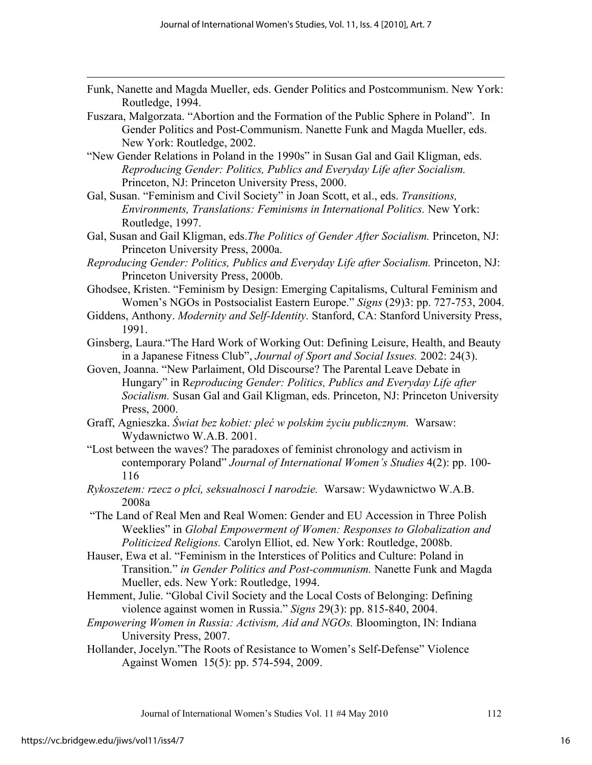Funk, Nanette and Magda Mueller, eds. Gender Politics and Postcommunism. New York: Routledge, 1994.

Fuszara, Malgorzata. "Abortion and the Formation of the Public Sphere in Poland". In Gender Politics and Post-Communism. Nanette Funk and Magda Mueller, eds. New York: Routledge, 2002.

"New Gender Relations in Poland in the 1990s" in Susan Gal and Gail Kligman, eds. *Reproducing Gender: Politics, Publics and Everyday Life after Socialism.* Princeton, NJ: Princeton University Press, 2000.

Gal, Susan. "Feminism and Civil Society" in Joan Scott, et al., eds. *Transitions, Environments, Translations: Feminisms in International Politics.* New York: Routledge, 1997.

Gal, Susan and Gail Kligman, eds.*The Politics of Gender After Socialism.* Princeton, NJ: Princeton University Press, 2000a.

*Reproducing Gender: Politics, Publics and Everyday Life after Socialism.* Princeton, NJ: Princeton University Press, 2000b.

Ghodsee, Kristen. "Feminism by Design: Emerging Capitalisms, Cultural Feminism and Women's NGOs in Postsocialist Eastern Europe." *Signs* (29)3: pp. 727-753, 2004.

Giddens, Anthony. *Modernity and Self-Identity.* Stanford, CA: Stanford University Press, 1991.

Ginsberg, Laura."The Hard Work of Working Out: Defining Leisure, Health, and Beauty in a Japanese Fitness Club", *Journal of Sport and Social Issues.* 2002: 24(3).

Goven, Joanna. "New Parlaiment, Old Discourse? The Parental Leave Debate in Hungary" in R*eproducing Gender: Politics, Publics and Everyday Life after Socialism.* Susan Gal and Gail Kligman, eds. Princeton, NJ: Princeton University Press, 2000.

Graff, Agnieszka. *Świat bez kobiet: pleć w polskim życiu publicznym.* Warsaw: Wydawnictwo W.A.B. 2001.

"Lost between the waves? The paradoxes of feminist chronology and activism in contemporary Poland" *Journal of International Women's Studies* 4(2): pp. 100-116

*Rykoszetem: rzecz o płci, seksualnosci I narodzie.* Warsaw: Wydawnictwo W.A.B. 2008a

"The Land of Real Men and Real Women: Gender and EU Accession in Three Polish Weeklies" in *Global Empowerment of Women: Responses to Globalization and Politicized Religions.* Carolyn Elliot, ed. New York: Routledge, 2008b.

Hauser, Ewa et al. "Feminism in the Interstices of Politics and Culture: Poland in Transition." *in Gender Politics and Post-communism.* Nanette Funk and Magda Mueller, eds. New York: Routledge, 1994.

Hemment, Julie. "Global Civil Society and the Local Costs of Belonging: Defining violence against women in Russia." *Signs* 29(3): pp. 815-840, 2004.

*Empowering Women in Russia: Activism, Aid and NGOs.* Bloomington, IN: Indiana University Press, 2007.

Hollander, Jocelyn."The Roots of Resistance to Women's Self-Defense" Violence Against Women 15(5): pp. 574-594, 2009.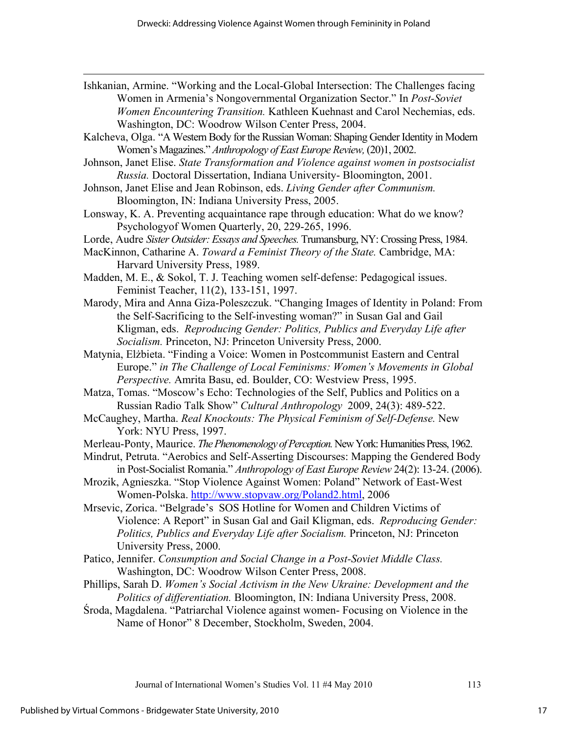Ishkanian, Armine. "Working and the Local-Global Intersection: The Challenges facing Women in Armenia's Nongovernmental Organization Sector." In *Post-Soviet Women Encountering Transition.* Kathleen Kuehnast and Carol Nechemias, eds. Washington, DC: Woodrow Wilson Center Press, 2004.

Kalcheva, Olga. "A Western Body for the Russian Woman: Shaping Gender Identity in Modern Women's Magazines." *Anthropology of East Europe Review,* (20)1, 2002.

Johnson, Janet Elise. *State Transformation and Violence against women in postsocialist Russia.* Doctoral Dissertation, Indiana University- Bloomington, 2001.

Johnson, Janet Elise and Jean Robinson, eds. *Living Gender after Communism.* Bloomington, IN: Indiana University Press, 2005.

Lonsway, K. A. Preventing acquaintance rape through education: What do we know? Psychologyof Women Quarterly, 20, 229-265, 1996.

Lorde, Audre *Sister Outsider: Essays and Speeches.* Trumansburg, NY: Crossing Press, 1984.

MacKinnon, Catharine A. *Toward a Feminist Theory of the State.* Cambridge, MA: Harvard University Press, 1989.

Madden, M. E., & Sokol, T. J. Teaching women self-defense: Pedagogical issues. Feminist Teacher, 11(2), 133-151, 1997.

Marody, Mira and Anna Giza-Poleszczuk. "Changing Images of Identity in Poland: From the Self-Sacrificing to the Self-investing woman?" in Susan Gal and Gail Kligman, eds. *Reproducing Gender: Politics, Publics and Everyday Life after Socialism.* Princeton, NJ: Princeton University Press, 2000.

Matynia, Elżbieta. "Finding a Voice: Women in Postcommunist Eastern and Central Europe." *in The Challenge of Local Feminisms: Women's Movements in Global Perspective.* Amrita Basu, ed. Boulder, CO: Westview Press, 1995.

Matza, Tomas. "Moscow's Echo: Technologies of the Self, Publics and Politics on a Russian Radio Talk Show" *Cultural Anthropology* 2009, 24(3): 489-522.

McCaughey, Martha. *Real Knockouts: The Physical Feminism of Self-Defense.* New York: NYU Press, 1997.

Merleau-Ponty, Maurice. *The Phenomenology of Perception.* New York: Humanities Press, 1962.

Mindrut, Petruta. "Aerobics and Self-Asserting Discourses: Mapping the Gendered Body in Post-Socialist Romania." *Anthropology of East Europe Review* 24(2): 13-24. (2006).

Mrozik, Agnieszka. "Stop Violence Against Women: Poland" Network of East-West Women-Polska. http://www.stopvaw.org/Poland2.html, 2006

Mrsevic, Zorica. "Belgrade's SOS Hotline for Women and Children Victims of Violence: A Report" in Susan Gal and Gail Kligman, eds. *Reproducing Gender: Politics, Publics and Everyday Life after Socialism.* Princeton, NJ: Princeton University Press, 2000.

Patico, Jennifer. *Consumption and Social Change in a Post-Soviet Middle Class.* Washington, DC: Woodrow Wilson Center Press, 2008.

Phillips, Sarah D. *Women's Social Activism in the New Ukraine: Development and the Politics of differentiation.* Bloomington, IN: Indiana University Press, 2008.

Środa, Magdalena. "Patriarchal Violence against women- Focusing on Violence in the Name of Honor" 8 December, Stockholm, Sweden, 2004.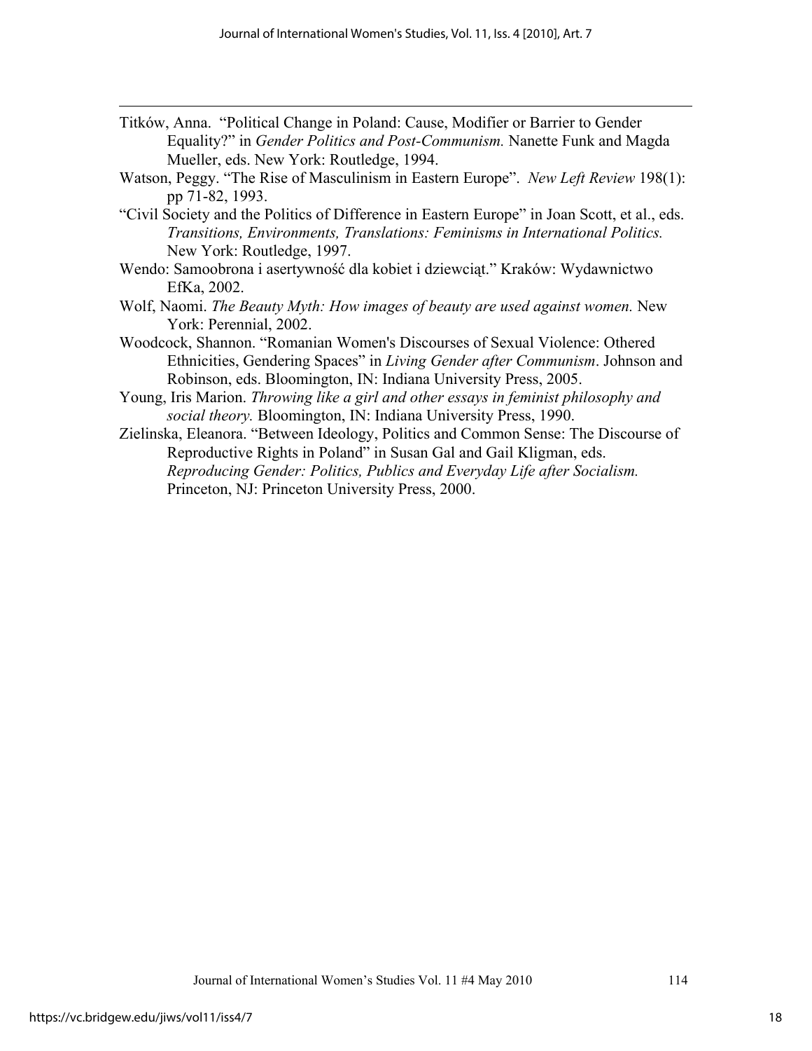Titków, Anna. "Political Change in Poland: Cause, Modifier or Barrier to Gender Equality?" in *Gender Politics and Post-Communism.* Nanette Funk and Magda Mueller, eds. New York: Routledge, 1994.

Watson, Peggy. "The Rise of Masculinism in Eastern Europe". *New Left Review* 198(1): pp 71-82, 1993.

"Civil Society and the Politics of Difference in Eastern Europe" in Joan Scott, et al., eds. *Transitions, Environments, Translations: Feminisms in International Politics.* New York: Routledge, 1997.

Wendo: Samoobrona i asertywność dla kobiet i dziewcząt." Kraków: Wydawnictwo EfKa, 2002.

Wolf, Naomi. *The Beauty Myth: How images of beauty are used against women.* New York: Perennial, 2002.

Woodcock, Shannon. "Romanian Women's Discourses of Sexual Violence: Othered Ethnicities, Gendering Spaces" in *Living Gender after Communism*. Johnson and Robinson, eds. Bloomington, IN: Indiana University Press, 2005.

Young, Iris Marion. *Throwing like a girl and other essays in feminist philosophy and social theory.* Bloomington, IN: Indiana University Press, 1990.

Zielinska, Eleanora. "Between Ideology, Politics and Common Sense: The Discourse of Reproductive Rights in Poland" in Susan Gal and Gail Kligman, eds. *Reproducing Gender: Politics, Publics and Everyday Life after Socialism.* Princeton, NJ: Princeton University Press, 2000.